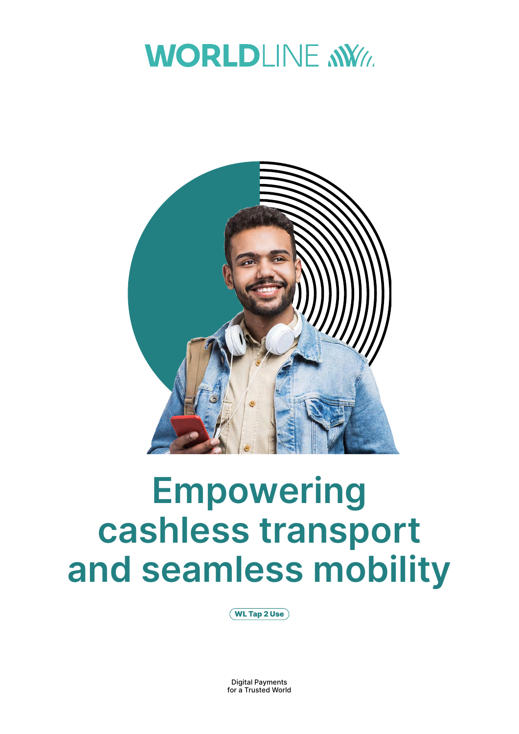WORLDLINE

# Empowering cashless transport and seamless mobility

WL Tap 2 Use

Digital Payments
for a Trusted World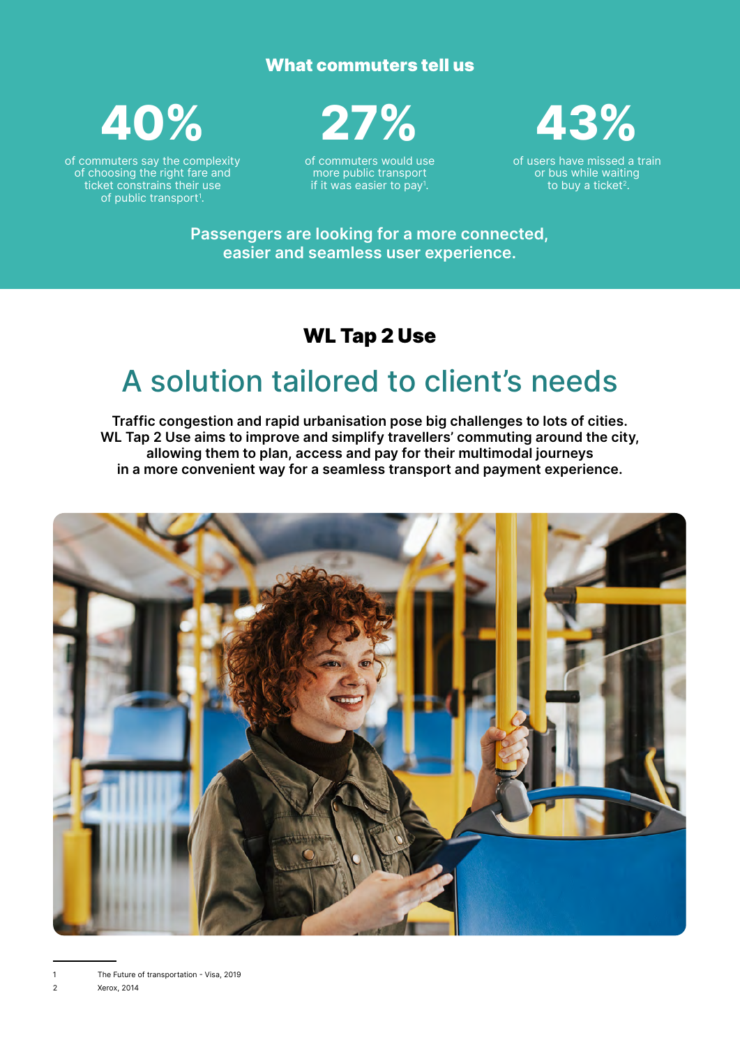## What commuters tell us

**40%**

of commuters say the complexity of choosing the right fare and ticket constrains their use of public transport[1].

**27%**

of commuters would use more public transport if it was easier to pay[1].

**43%**

of users have missed a train or bus while waiting to buy a ticket[2].

**Passengers are looking for a more connected, easier and seamless user experience.**

## WL Tap 2 Use

# A solution tailored to client's needs

**Traffic congestion and rapid urbanisation pose big challenges to lots of cities. WL Tap 2 Use aims to improve and simplify travellers' commuting around the city, allowing them to plan, access and pay for their multimodal journeys in a more convenient way for a seamless transport and payment experience.**

---

1 The Future of transportation - Visa, 2019

2 Xerox, 2014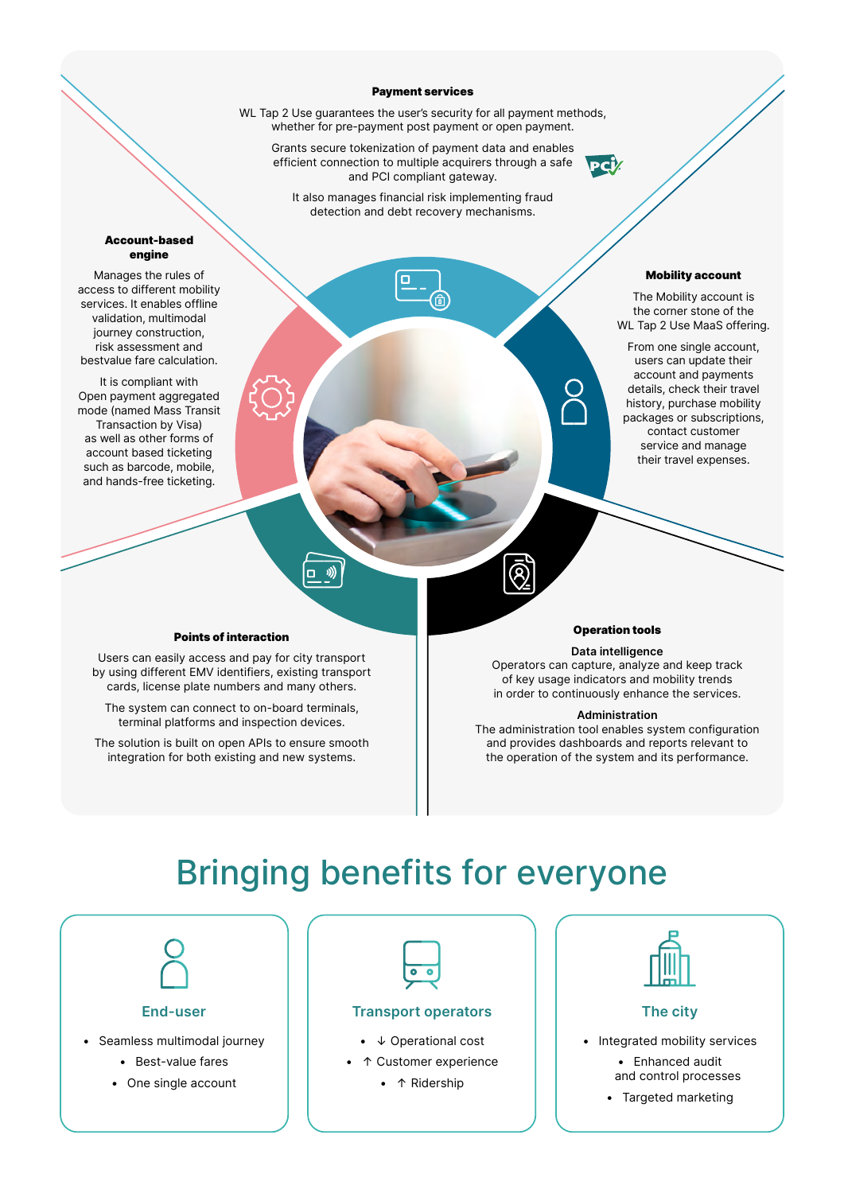### Payment services

WL Tap 2 Use guarantees the user's security for all payment methods, whether for pre-payment post payment or open payment.

Grants secure tokenization of payment data and enables efficient connection to multiple acquirers through a safe and PCI compliant gateway.

It also manages financial risk implementing fraud detection and debt recovery mechanisms.

### Account-based engine

Manages the rules of access to different mobility services. It enables offline validation, multimodal journey construction, risk assessment and bestvalue fare calculation.

It is compliant with Open payment aggregated mode (named Mass Transit Transaction by Visa) as well as other forms of account based ticketing such as barcode, mobile, and hands-free ticketing.

### Mobility account

The Mobility account is the corner stone of the WL Tap 2 Use MaaS offering.

From one single account, users can update their account and payments details, check their travel history, purchase mobility packages or subscriptions, contact customer service and manage their travel expenses.

### Points of interaction

Users can easily access and pay for city transport by using different EMV identifiers, existing transport cards, license plate numbers and many others.

The system can connect to on-board terminals, terminal platforms and inspection devices.

The solution is built on open APIs to ensure smooth integration for both existing and new systems.

### Operation tools

**Data intelligence**
Operators can capture, analyze and keep track of key usage indicators and mobility trends in order to continuously enhance the services.

**Administration**
The administration tool enables system configuration and provides dashboards and reports relevant to the operation of the system and its performance.

## Bringing benefits for everyone

### End-user

- Seamless multimodal journey
- Best-value fares
- One single account

### Transport operators

- ↓ Operational cost
- ↑ Customer experience
- ↑ Ridership

### The city

- Integrated mobility services
- Enhanced audit and control processes
- Targeted marketing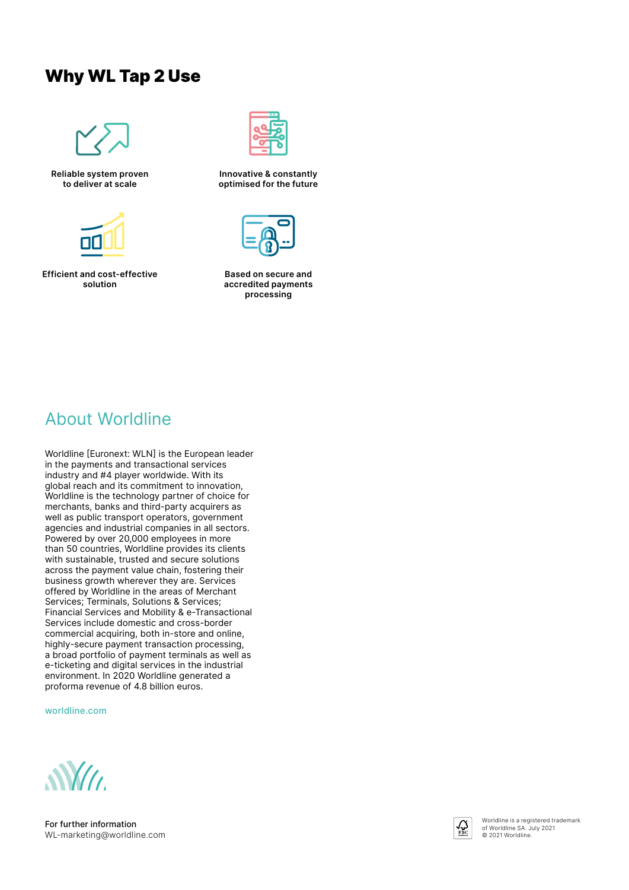## Why WL Tap 2 Use

**Reliable system proven to deliver at scale**

**Innovative & constantly optimised for the future**

**Efficient and cost-effective solution**

**Based on secure and accredited payments processing**

## About Worldline

Worldline [Euronext: WLN] is the European leader in the payments and transactional services industry and #4 player worldwide. With its global reach and its commitment to innovation, Worldline is the technology partner of choice for merchants, banks and third-party acquirers as well as public transport operators, government agencies and industrial companies in all sectors. Powered by over 20,000 employees in more than 50 countries, Worldline provides its clients with sustainable, trusted and secure solutions across the payment value chain, fostering their business growth wherever they are. Services offered by Worldline in the areas of Merchant Services; Terminals, Solutions & Services; Financial Services and Mobility & e-Transactional Services include domestic and cross-border commercial acquiring, both in-store and online, highly-secure payment transaction processing, a broad portfolio of payment terminals as well as e-ticketing and digital services in the industrial environment. In 2020 Worldline generated a proforma revenue of 4.8 billion euros.

worldline.com

For further information
WL-marketing@worldline.com

Worldline is a registered trademark of Worldline SA. July 2021
© 2021 Worldline.